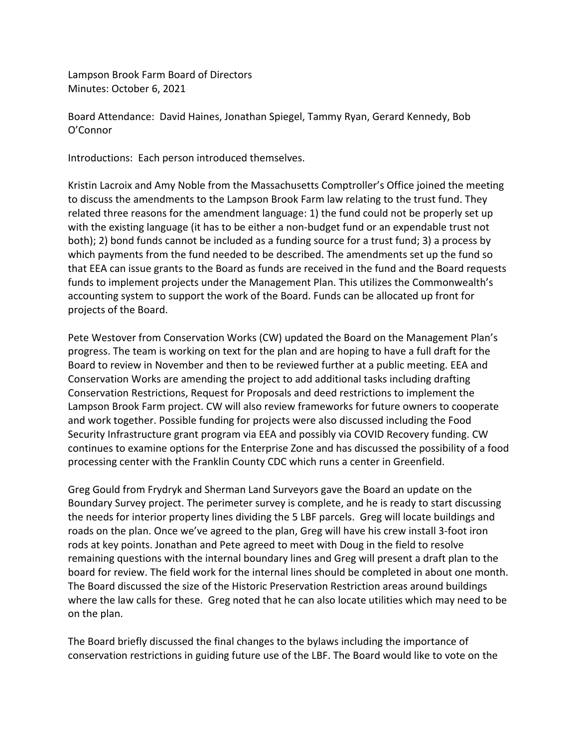Lampson Brook Farm Board of Directors
Minutes: October 6, 2021

Board Attendance: David Haines, Jonathan Spiegel, Tammy Ryan, Gerard Kennedy, Bob O'Connor

Introductions: Each person introduced themselves.

Kristin Lacroix and Amy Noble from the Massachusetts Comptroller's Office joined the meeting to discuss the amendments to the Lampson Brook Farm law relating to the trust fund. They related three reasons for the amendment language: 1) the fund could not be properly set up with the existing language (it has to be either a non-budget fund or an expendable trust not both); 2) bond funds cannot be included as a funding source for a trust fund; 3) a process by which payments from the fund needed to be described. The amendments set up the fund so that EEA can issue grants to the Board as funds are received in the fund and the Board requests funds to implement projects under the Management Plan. This utilizes the Commonwealth's accounting system to support the work of the Board. Funds can be allocated up front for projects of the Board.

Pete Westover from Conservation Works (CW) updated the Board on the Management Plan's progress. The team is working on text for the plan and are hoping to have a full draft for the Board to review in November and then to be reviewed further at a public meeting. EEA and Conservation Works are amending the project to add additional tasks including drafting Conservation Restrictions, Request for Proposals and deed restrictions to implement the Lampson Brook Farm project. CW will also review frameworks for future owners to cooperate and work together. Possible funding for projects were also discussed including the Food Security Infrastructure grant program via EEA and possibly via COVID Recovery funding. CW continues to examine options for the Enterprise Zone and has discussed the possibility of a food processing center with the Franklin County CDC which runs a center in Greenfield.

Greg Gould from Frydryk and Sherman Land Surveyors gave the Board an update on the Boundary Survey project. The perimeter survey is complete, and he is ready to start discussing the needs for interior property lines dividing the 5 LBF parcels. Greg will locate buildings and roads on the plan. Once we've agreed to the plan, Greg will have his crew install 3-foot iron rods at key points. Jonathan and Pete agreed to meet with Doug in the field to resolve remaining questions with the internal boundary lines and Greg will present a draft plan to the board for review. The field work for the internal lines should be completed in about one month. The Board discussed the size of the Historic Preservation Restriction areas around buildings where the law calls for these. Greg noted that he can also locate utilities which may need to be on the plan.

The Board briefly discussed the final changes to the bylaws including the importance of conservation restrictions in guiding future use of the LBF. The Board would like to vote on the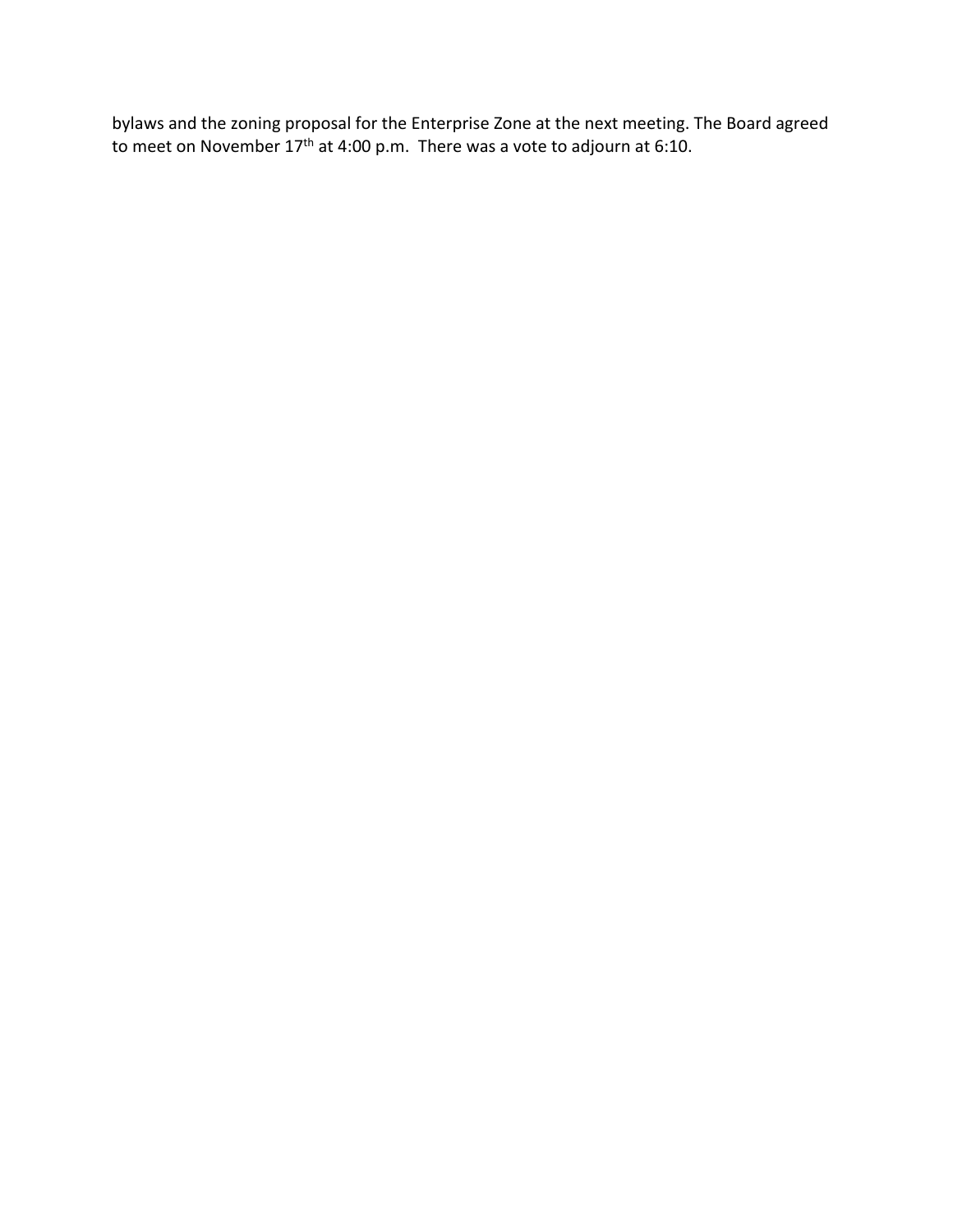bylaws and the zoning proposal for the Enterprise Zone at the next meeting. The Board agreed to meet on November 17th at 4:00 p.m. There was a vote to adjourn at 6:10.